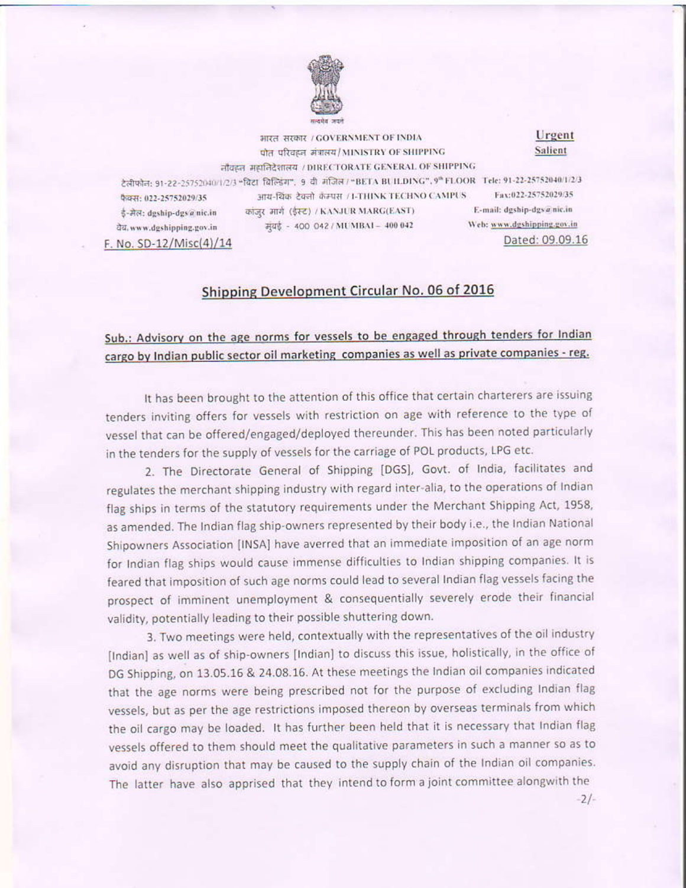सत्यमेव जयते

भारत सरकार / GOVERNMENT OF INDIA
पोत परिवहन मंत्रालय / MINISTRY OF SHIPPING
नौवहन महानिदेशालय / DIRECTORATE GENERAL OF SHIPPING

**Urgent**
**Salient**

टेलीफोन: 91-22-25752040/1/2/3 "बिटा बिल्डिंग", 9 वी मंजिल / "BETA BUILDING", 9th FLOOR Tele: 91-22-25752040/1/2/3
फेक्स: 022-25752029/35 आय-थिंक टेक्नो केम्पस / I-THINK TECHNO CAMPUS Fax:022-25752029/35
ई-मेल: dgship-dgs@nic.in कांजुर मार्ग (ईस्ट) / KANJUR MARG(EAST) E-mail: dgship-dgs@nic.in
वेब, www.dgshipping.gov.in मुंबई - 400 042 / MUMBAI – 400 042 Web: www.dgshipping.gov.in

F. No. SD-12/Misc(4)/14

Dated: 09.09.16

## Shipping Development Circular No. 06 of 2016

**Sub.: Advisory on the age norms for vessels to be engaged through tenders for Indian cargo by Indian public sector oil marketing companies as well as private companies - reg.**

It has been brought to the attention of this office that certain charterers are issuing tenders inviting offers for vessels with restriction on age with reference to the type of vessel that can be offered/engaged/deployed thereunder. This has been noted particularly in the tenders for the supply of vessels for the carriage of POL products, LPG etc.

2. The Directorate General of Shipping [DGS], Govt. of India, facilitates and regulates the merchant shipping industry with regard inter-alia, to the operations of Indian flag ships in terms of the statutory requirements under the Merchant Shipping Act, 1958, as amended. The Indian flag ship-owners represented by their body i.e., the Indian National Shipowners Association [INSA] have averred that an immediate imposition of an age norm for Indian flag ships would cause immense difficulties to Indian shipping companies. It is feared that imposition of such age norms could lead to several Indian flag vessels facing the prospect of imminent unemployment & consequentially severely erode their financial validity, potentially leading to their possible shuttering down.

3. Two meetings were held, contextually with the representatives of the oil industry [Indian] as well as of ship-owners [Indian] to discuss this issue, holistically, in the office of DG Shipping, on 13.05.16 & 24.08.16. At these meetings the Indian oil companies indicated that the age norms were being prescribed not for the purpose of excluding Indian flag vessels, but as per the age restrictions imposed thereon by overseas terminals from which the oil cargo may be loaded. It has further been held that it is necessary that Indian flag vessels offered to them should meet the qualitative parameters in such a manner so as to avoid any disruption that may be caused to the supply chain of the Indian oil companies. The latter have also apprised that they intend to form a joint committee alongwith the

-2/-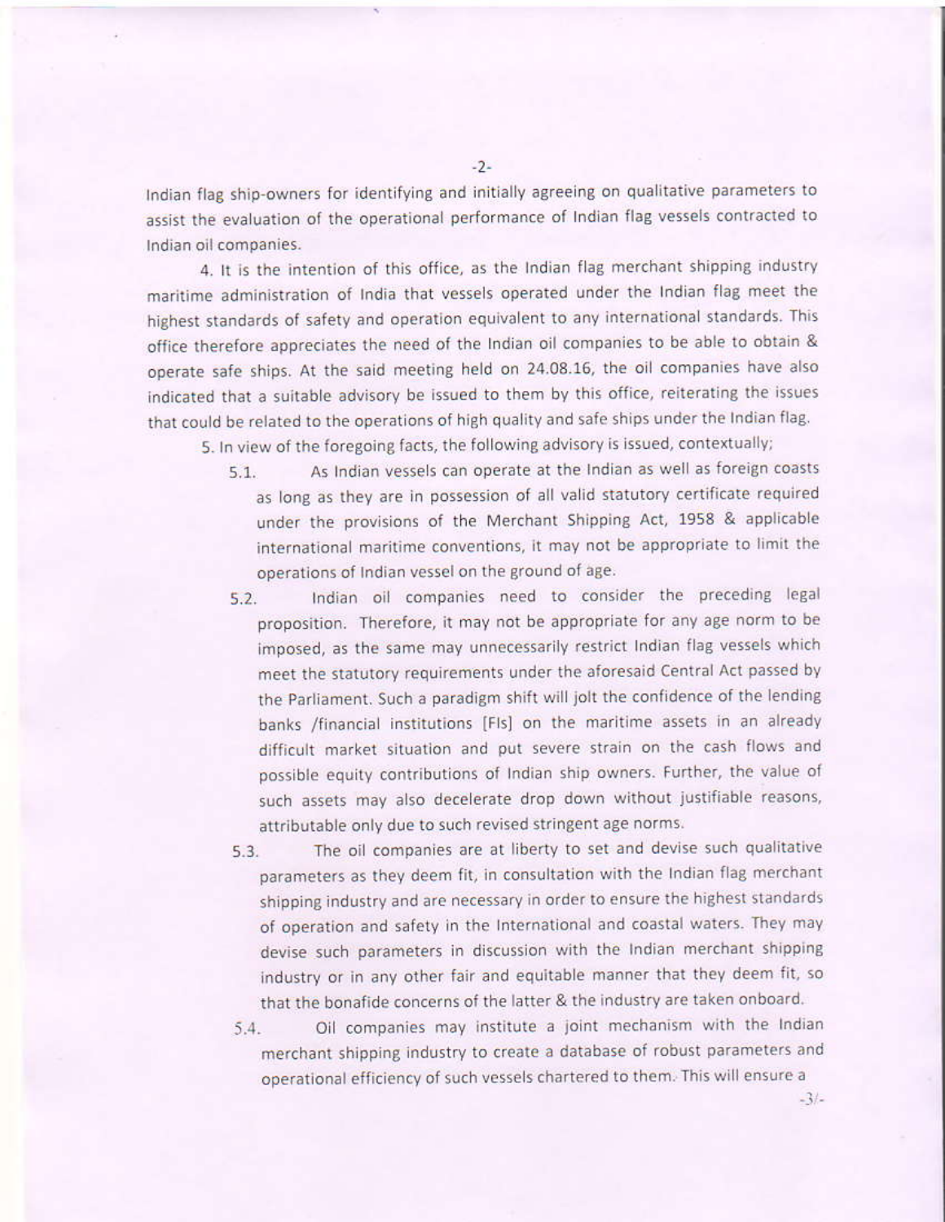Indian flag ship-owners for identifying and initially agreeing on qualitative parameters to assist the evaluation of the operational performance of Indian flag vessels contracted to Indian oil companies.

4. It is the intention of this office, as the Indian flag merchant shipping industry maritime administration of India that vessels operated under the Indian flag meet the highest standards of safety and operation equivalent to any international standards. This office therefore appreciates the need of the Indian oil companies to be able to obtain & operate safe ships. At the said meeting held on 24.08.16, the oil companies have also indicated that a suitable advisory be issued to them by this office, reiterating the issues that could be related to the operations of high quality and safe ships under the Indian flag.

5. In view of the foregoing facts, the following advisory is issued, contextually;

5.1. As Indian vessels can operate at the Indian as well as foreign coasts as long as they are in possession of all valid statutory certificate required under the provisions of the Merchant Shipping Act, 1958 & applicable international maritime conventions, it may not be appropriate to limit the operations of Indian vessel on the ground of age.

5.2. Indian oil companies need to consider the preceding legal proposition. Therefore, it may not be appropriate for any age norm to be imposed, as the same may unnecessarily restrict Indian flag vessels which meet the statutory requirements under the aforesaid Central Act passed by the Parliament. Such a paradigm shift will jolt the confidence of the lending banks /financial institutions [FIs] on the maritime assets in an already difficult market situation and put severe strain on the cash flows and possible equity contributions of Indian ship owners. Further, the value of such assets may also decelerate drop down without justifiable reasons, attributable only due to such revised stringent age norms.

5.3. The oil companies are at liberty to set and devise such qualitative parameters as they deem fit, in consultation with the Indian flag merchant shipping industry and are necessary in order to ensure the highest standards of operation and safety in the International and coastal waters. They may devise such parameters in discussion with the Indian merchant shipping industry or in any other fair and equitable manner that they deem fit, so that the bonafide concerns of the latter & the industry are taken onboard.

5.4. Oil companies may institute a joint mechanism with the Indian merchant shipping industry to create a database of robust parameters and operational efficiency of such vessels chartered to them. This will ensure a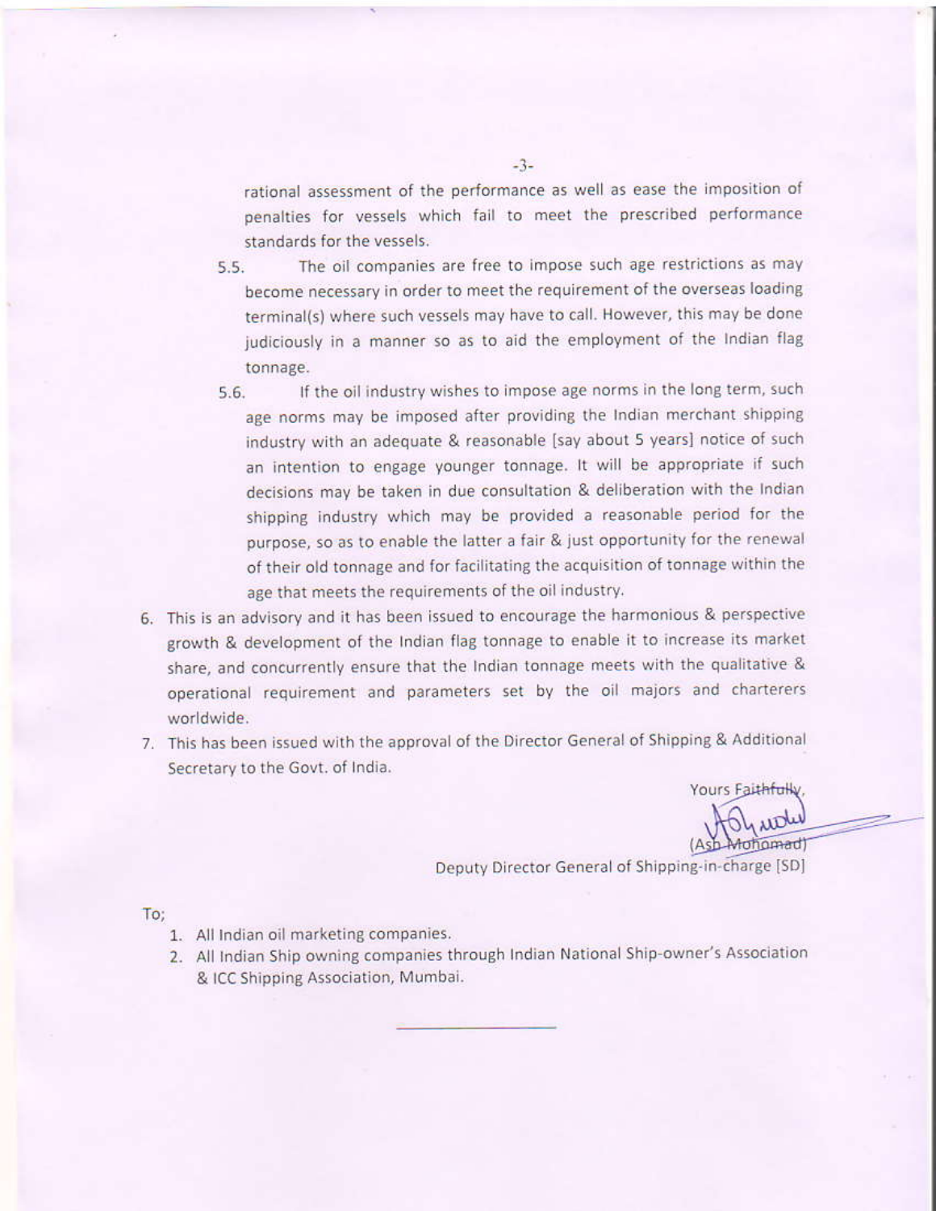rational assessment of the performance as well as ease the imposition of penalties for vessels which fail to meet the prescribed performance standards for the vessels.

5.5. The oil companies are free to impose such age restrictions as may become necessary in order to meet the requirement of the overseas loading terminal(s) where such vessels may have to call. However, this may be done judiciously in a manner so as to aid the employment of the Indian flag tonnage.

5.6. If the oil industry wishes to impose age norms in the long term, such age norms may be imposed after providing the Indian merchant shipping industry with an adequate & reasonable [say about 5 years] notice of such an intention to engage younger tonnage. It will be appropriate if such decisions may be taken in due consultation & deliberation with the Indian shipping industry which may be provided a reasonable period for the purpose, so as to enable the latter a fair & just opportunity for the renewal of their old tonnage and for facilitating the acquisition of tonnage within the age that meets the requirements of the oil industry.

6. This is an advisory and it has been issued to encourage the harmonious & perspective growth & development of the Indian flag tonnage to enable it to increase its market share, and concurrently ensure that the Indian tonnage meets with the qualitative & operational requirement and parameters set by the oil majors and charterers worldwide.
7. This has been issued with the approval of the Director General of Shipping & Additional Secretary to the Govt. of India.

Yours Faithfully,

(Ash Mohomad)
Deputy Director General of Shipping-in-charge [SD]

To;

1. All Indian oil marketing companies.
2. All Indian Ship owning companies through Indian National Ship-owner's Association & ICC Shipping Association, Mumbai.